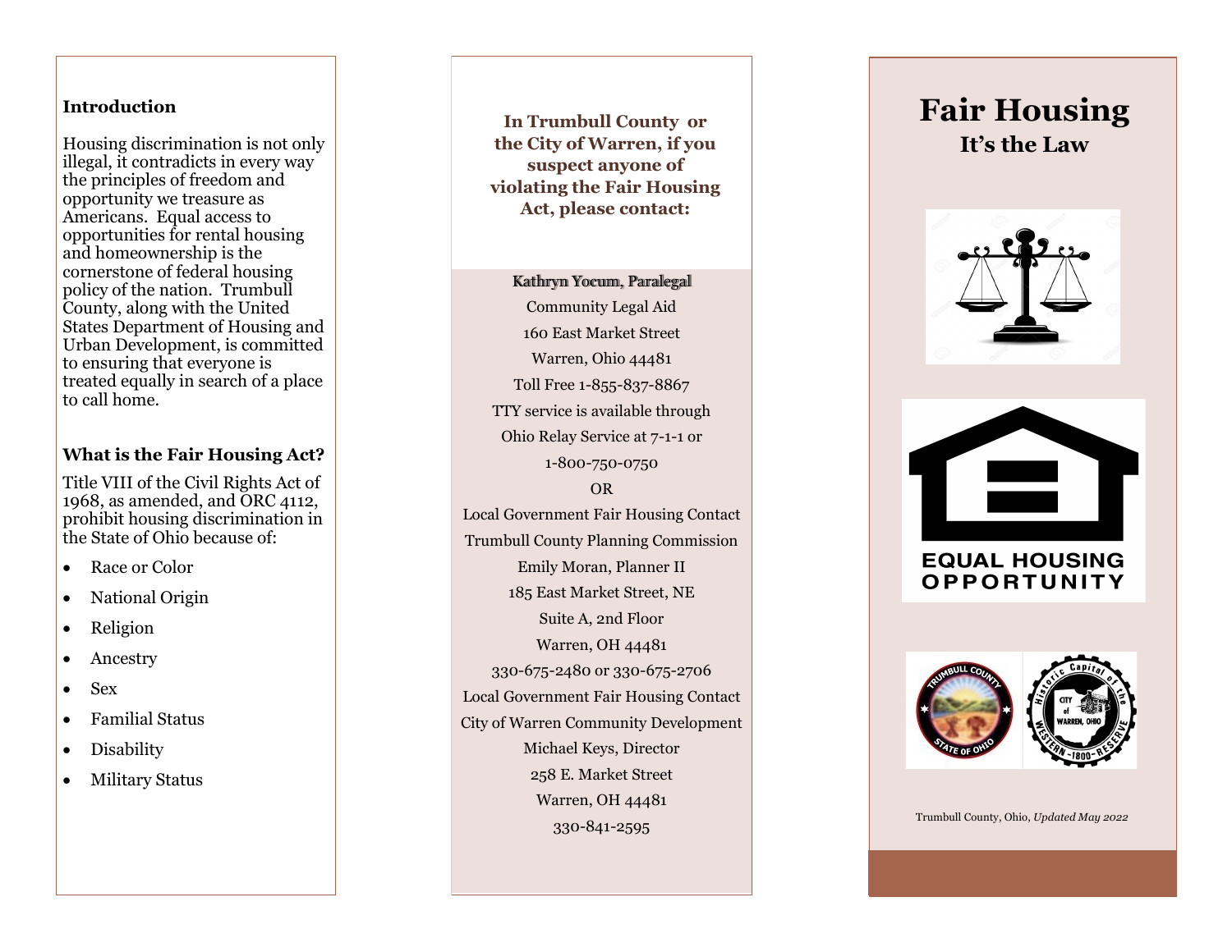## Introduction

Housing discrimination is not only illegal, it contradicts in every way the principles of freedom and opportunity we treasure as Americans. Equal access to opportunities for rental housing and homeownership is the cornerstone of federal housing policy of the nation. Trumbull County, along with the United States Department of Housing and Urban Development, is committed to ensuring that everyone is treated equally in search of a place to call home.

## What is the Fair Housing Act?

Title VIII of the Civil Rights Act of 1968, as amended, and ORC 4112, prohibit housing discrimination in the State of Ohio because of:

- Race or Color
- National Origin
- Religion
- Ancestry
- Sex
- Familial Status
- Disability
- Military Status

**In Trumbull County or the City of Warren, if you suspect anyone of violating the Fair Housing Act, please contact:**

**Kathryn Yocum, Paralegal**
Community Legal Aid
160 East Market Street
Warren, Ohio 44481
Toll Free 1-855-837-8867
TTY service is available through Ohio Relay Service at 7-1-1 or 1-800-750-0750

OR

Local Government Fair Housing Contact
Trumbull County Planning Commission
Emily Moran, Planner II
185 East Market Street, NE
Suite A, 2nd Floor
Warren, OH 44481
330-675-2480 or 330-675-2706

Local Government Fair Housing Contact
City of Warren Community Development
Michael Keys, Director
258 E. Market Street
Warren, OH 44481
330-841-2595

# Fair Housing

## It's the Law

EQUAL HOUSING OPPORTUNITY

Trumbull County, Ohio, *Updated May 2022*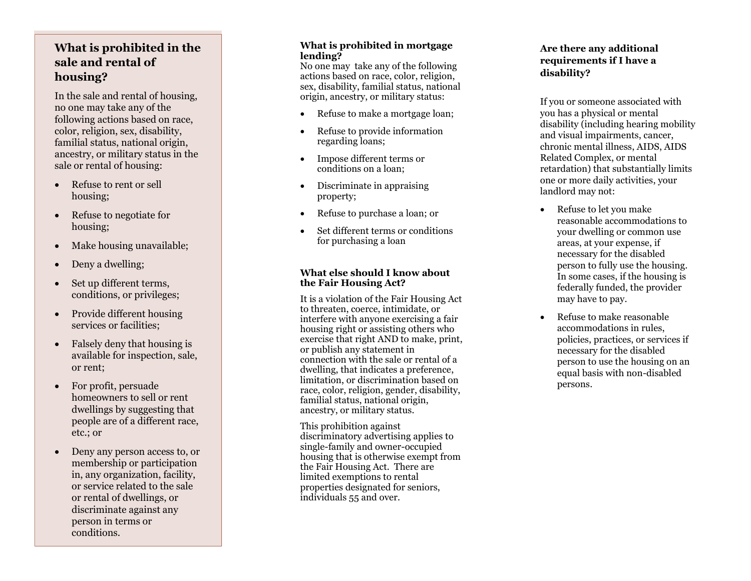## What is prohibited in the sale and rental of housing?

In the sale and rental of housing, no one may take any of the following actions based on race, color, religion, sex, disability, familial status, national origin, ancestry, or military status in the sale or rental of housing:

- Refuse to rent or sell housing;
- Refuse to negotiate for housing;
- Make housing unavailable;
- Deny a dwelling;
- Set up different terms, conditions, or privileges;
- Provide different housing services or facilities;
- Falsely deny that housing is available for inspection, sale, or rent;
- For profit, persuade homeowners to sell or rent dwellings by suggesting that people are of a different race, etc.; or
- Deny any person access to, or membership or participation in, any organization, facility, or service related to the sale or rental of dwellings, or discriminate against any person in terms or conditions.

**What is prohibited in mortgage lending?**

No one may take any of the following actions based on race, color, religion, sex, disability, familial status, national origin, ancestry, or military status:

- Refuse to make a mortgage loan;
- Refuse to provide information regarding loans;
- Impose different terms or conditions on a loan;
- Discriminate in appraising property;
- Refuse to purchase a loan; or
- Set different terms or conditions for purchasing a loan

**What else should I know about the Fair Housing Act?**

It is a violation of the Fair Housing Act to threaten, coerce, intimidate, or interfere with anyone exercising a fair housing right or assisting others who exercise that right AND to make, print, or publish any statement in connection with the sale or rental of a dwelling, that indicates a preference, limitation, or discrimination based on race, color, religion, gender, disability, familial status, national origin, ancestry, or military status.

This prohibition against discriminatory advertising applies to single-family and owner-occupied housing that is otherwise exempt from the Fair Housing Act. There are limited exemptions to rental properties designated for seniors, individuals 55 and over.

**Are there any additional requirements if I have a disability?**

If you or someone associated with you has a physical or mental disability (including hearing mobility and visual impairments, cancer, chronic mental illness, AIDS, AIDS Related Complex, or mental retardation) that substantially limits one or more daily activities, your landlord may not:

- Refuse to let you make reasonable accommodations to your dwelling or common use areas, at your expense, if necessary for the disabled person to fully use the housing. In some cases, if the housing is federally funded, the provider may have to pay.
- Refuse to make reasonable accommodations in rules, policies, practices, or services if necessary for the disabled person to use the housing on an equal basis with non-disabled persons.